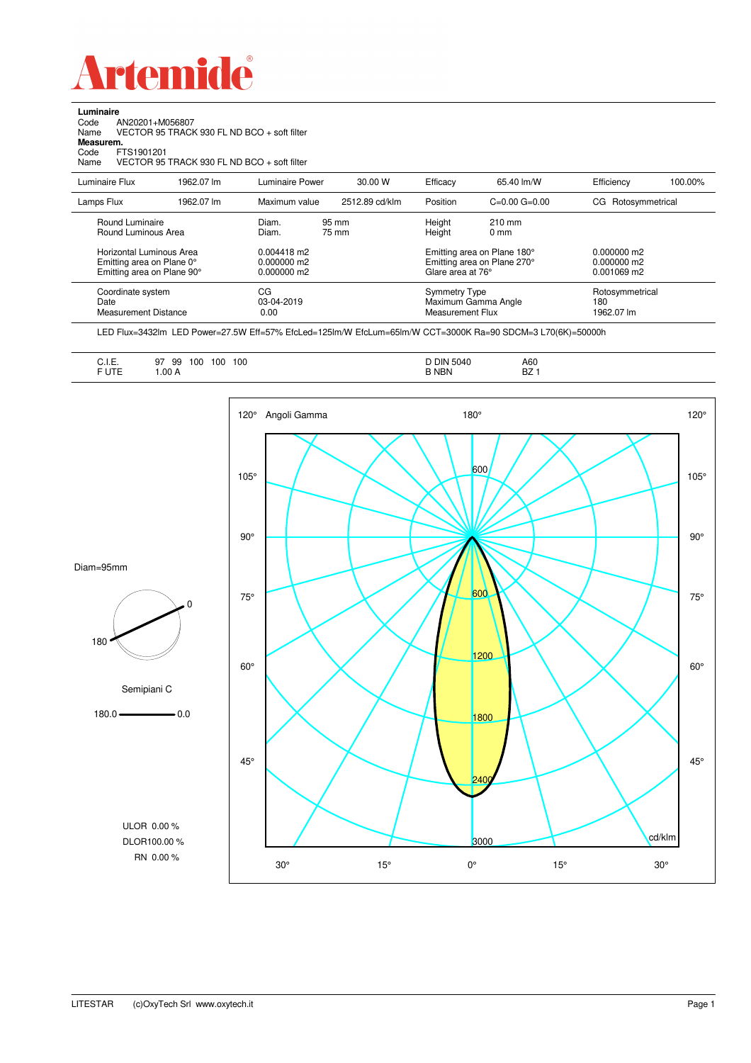# Artemide

**Luminaire**

Code AN20201+M056807

Name VECTOR 95 TRACK 930 FL ND BCO + soft filter

**Measurem.**

Code FTS1901201

Name VECTOR 95 TRACK 930 FL ND BCO + soft filter

| Luminaire Flux | 1962.07 lm | Luminaire Power | 30.00 W | Efficacy | 65.40 lm/W | Efficiency | 100.00% |
|---|---|---|---|---|---|---|---|
| Lamps Flux | 1962.07 lm | Maximum value | 2512.89 cd/klm | Position | C=0.00 G=0.00 | CG Rotosymmetrical | |

| | | | | |
|---|---|---|---|---|
| Round Luminaire | Diam. 95 mm | Height 210 mm | | |
| Round Luminous Area | Diam. 75 mm | Height 0 mm | | |
| Horizontal Luminous Area | 0.004418 m2 | Emitting area on Plane 180° | 0.000000 m2 | |
| Emitting area on Plane 0° | 0.000000 m2 | Emitting area on Plane 270° | 0.000000 m2 | |
| Emitting area on Plane 90° | 0.000000 m2 | Glare area at 76° | 0.001069 m2 | |

| | | | |
|---|---|---|---|
| Coordinate system | CG | Symmetry Type | Rotosymmetrical |
| Date | 03-04-2019 | Maximum Gamma Angle | 180 |
| Measurement Distance | 0.00 | Measurement Flux | 1962.07 lm |

LED Flux=3432lm LED Power=27.5W Eff=57% EfcLed=125lm/W EfcLum=65lm/W CCT=3000K Ra=90 SDCM=3 L70(6K)=50000h

| | | | |
|---|---|---|---|
| C.I.E. | 97 99 100 100 100 | D DIN 5040 | A60 |
| F UTE | 1.00 A | B NBN | BZ 1 |

Diam=95mm

Semipiani C

180.0 — 0.0

ULOR 0.00 %

DLOR100.00 %

RN 0.00 %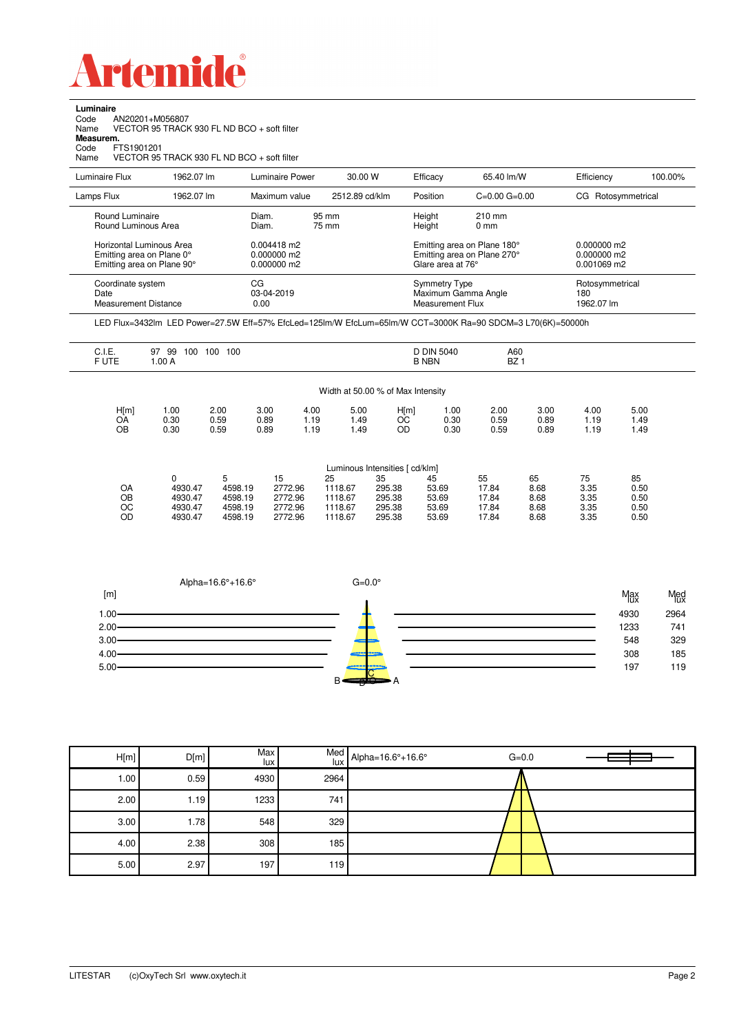# Artemide

**Luminaire**
Code AN20201+M056807
Name VECTOR 95 TRACK 930 FL ND BCO + soft filter
**Measurem.**
Code FTS1901201
Name VECTOR 95 TRACK 930 FL ND BCO + soft filter

| | | | | | | | |
|---|---|---|---|---|---|---|---|
| Luminaire Flux | 1962.07 lm | Luminaire Power | 30.00 W | Efficacy | 65.40 lm/W | Efficiency | 100.00% |
| Lamps Flux | 1962.07 lm | Maximum value | 2512.89 cd/klm | Position | C=0.00 G=0.00 | CG | Rotosymmetrical |

| | | | | | |
|---|---|---|---|---|---|
| Round Luminaire | Diam. | 95 mm | Height | 210 mm | |
| Round Luminous Area | Diam. | 75 mm | Height | 0 mm | |
| Horizontal Luminous Area | 0.004418 m2 | | Emitting area on Plane 180° | 0.000000 m2 | |
| Emitting area on Plane 0° | 0.000000 m2 | | Emitting area on Plane 270° | 0.000000 m2 | |
| Emitting area on Plane 90° | 0.000000 m2 | | Glare area at 76° | 0.001069 m2 | |
| Coordinate system | CG | | Symmetry Type | Rotosymmetrical | |
| Date | 03-04-2019 | | Maximum Gamma Angle | 180 | |
| Measurement Distance | 0.00 | | Measurement Flux | 1962.07 lm | |

LED Flux=3432lm LED Power=27.5W Eff=57% EfcLed=125lm/W EfcLum=65lm/W CCT=3000K Ra=90 SDCM=3 L70(6K)=50000h

| | | | |
|---|---|---|---|
| C.I.E. | 97 99 100 100 100 | D DIN 5040 | A60 |
| F UTE | 1.00 A | B NBN | BZ 1 |

Width at 50.00 % of Max Intensity

| H[m] | 1.00 | 2.00 | 3.00 | 4.00 | 5.00 | H[m] | 1.00 | 2.00 | 3.00 | 4.00 | 5.00 |
|---|---|---|---|---|---|---|---|---|---|---|---|
| OA | 0.30 | 0.59 | 0.89 | 1.19 | 1.49 | OC | 0.30 | 0.59 | 0.89 | 1.19 | 1.49 |
| OB | 0.30 | 0.59 | 0.89 | 1.19 | 1.49 | OD | 0.30 | 0.59 | 0.89 | 1.19 | 1.49 |

Luminous Intensities [ cd/klm]

| | 0 | 5 | 15 | 25 | 35 | 45 | 55 | 65 | 75 | 85 |
|---|---|---|---|---|---|---|---|---|---|---|
| OA | 4930.47 | 4598.19 | 2772.96 | 1118.67 | 295.38 | 53.69 | 17.84 | 8.68 | 3.35 | 0.50 |
| OB | 4930.47 | 4598.19 | 2772.96 | 1118.67 | 295.38 | 53.69 | 17.84 | 8.68 | 3.35 | 0.50 |
| OC | 4930.47 | 4598.19 | 2772.96 | 1118.67 | 295.38 | 53.69 | 17.84 | 8.68 | 3.35 | 0.50 |
| OD | 4930.47 | 4598.19 | 2772.96 | 1118.67 | 295.38 | 53.69 | 17.84 | 8.68 | 3.35 | 0.50 |

Alpha=16.6°+16.6°
G=0.0°
[m]
Max lux
Med lux
1.00 4930 2964
2.00 1233 741
3.00 548 329
4.00 308 185
5.00 197 119
B C D A

| H[m] | D[m] | Max lux | Med lux | Alpha=16.6°+16.6° G=0.0 |
|---|---|---|---|---|
| 1.00 | 0.59 | 4930 | 2964 | |
| 2.00 | 1.19 | 1233 | 741 | |
| 3.00 | 1.78 | 548 | 329 | |
| 4.00 | 2.38 | 308 | 185 | |
| 5.00 | 2.97 | 197 | 119 | |

LITESTAR (c)OxyTech Srl www.oxytech.it